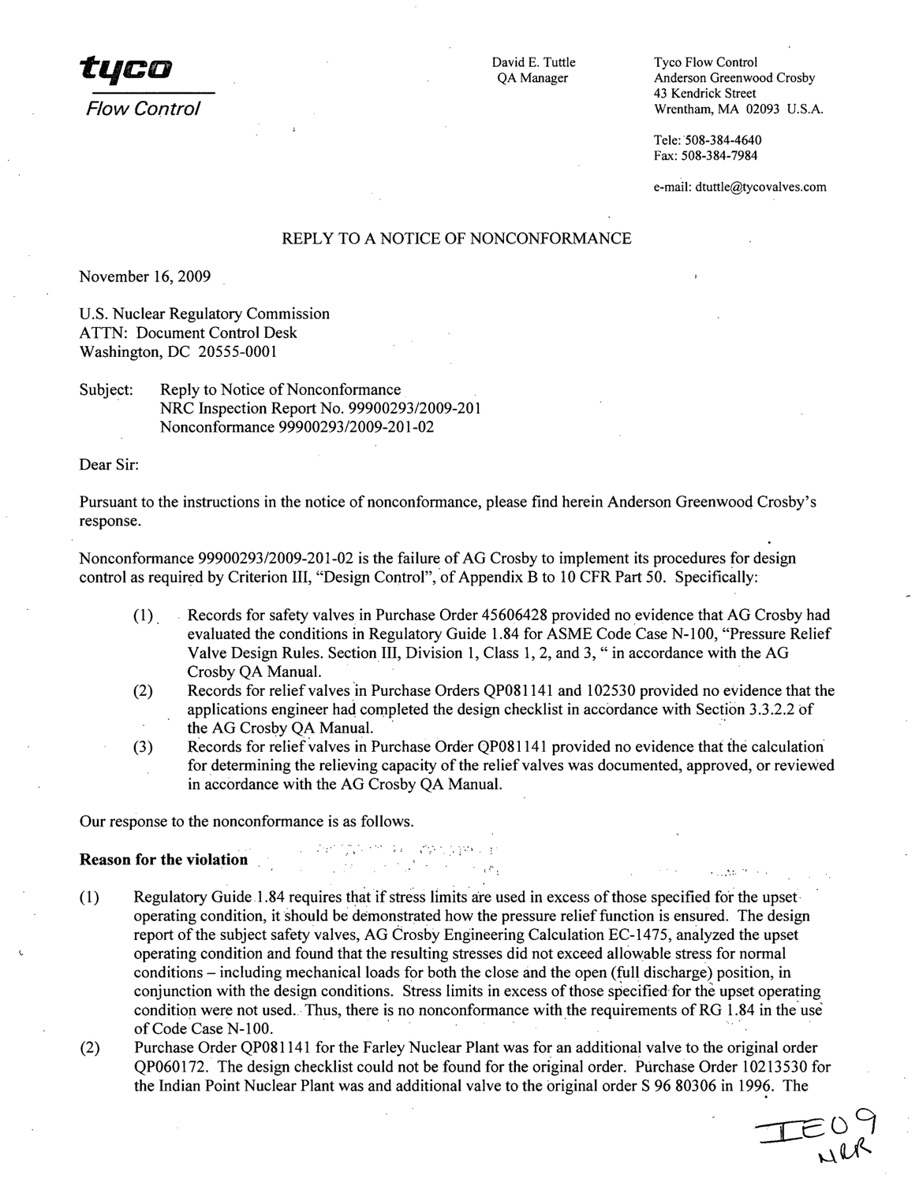**tyco**

*Flow Control*

David E. Tuttle
QA Manager

Tyco Flow Control
Anderson Greenwood Crosby
43 Kendrick Street
Wrentham, MA 02093 U.S.A.

Tele: 508-384-4640
Fax: 508-384-7984

e-mail: dtuttle@tycovalves.com

## REPLY TO A NOTICE OF NONCONFORMANCE

November 16, 2009

U.S. Nuclear Regulatory Commission
ATTN: Document Control Desk
Washington, DC 20555-0001

Subject: Reply to Notice of Nonconformance
NRC Inspection Report No. 99900293/2009-201
Nonconformance 99900293/2009-201-02

Dear Sir:

Pursuant to the instructions in the notice of nonconformance, please find herein Anderson Greenwood Crosby's response.

Nonconformance 99900293/2009-201-02 is the failure of AG Crosby to implement its procedures for design control as required by Criterion III, "Design Control", of Appendix B to 10 CFR Part 50. Specifically:

(1) Records for safety valves in Purchase Order 45606428 provided no evidence that AG Crosby had evaluated the conditions in Regulatory Guide 1.84 for ASME Code Case N-100, "Pressure Relief Valve Design Rules. Section III, Division 1, Class 1, 2, and 3, " in accordance with the AG Crosby QA Manual.

(2) Records for relief valves in Purchase Orders QP081141 and 102530 provided no evidence that the applications engineer had completed the design checklist in accordance with Section 3.3.2.2 of the AG Crosby QA Manual.

(3) Records for relief valves in Purchase Order QP081141 provided no evidence that the calculation for determining the relieving capacity of the relief valves was documented, approved, or reviewed in accordance with the AG Crosby QA Manual.

Our response to the nonconformance is as follows.

**Reason for the violation**

(1) Regulatory Guide 1.84 requires that if stress limits are used in excess of those specified for the upset operating condition, it should be demonstrated how the pressure relief function is ensured. The design report of the subject safety valves, AG Crosby Engineering Calculation EC-1475, analyzed the upset operating condition and found that the resulting stresses did not exceed allowable stress for normal conditions – including mechanical loads for both the close and the open (full discharge) position, in conjunction with the design conditions. Stress limits in excess of those specified for the upset operating condition were not used. Thus, there is no nonconformance with the requirements of RG 1.84 in the use of Code Case N-100.

(2) Purchase Order QP081141 for the Farley Nuclear Plant was for an additional valve to the original order QP060172. The design checklist could not be found for the original order. Purchase Order 10213530 for the Indian Point Nuclear Plant was and additional valve to the original order S 96 80306 in 1996. The

IE09
NLR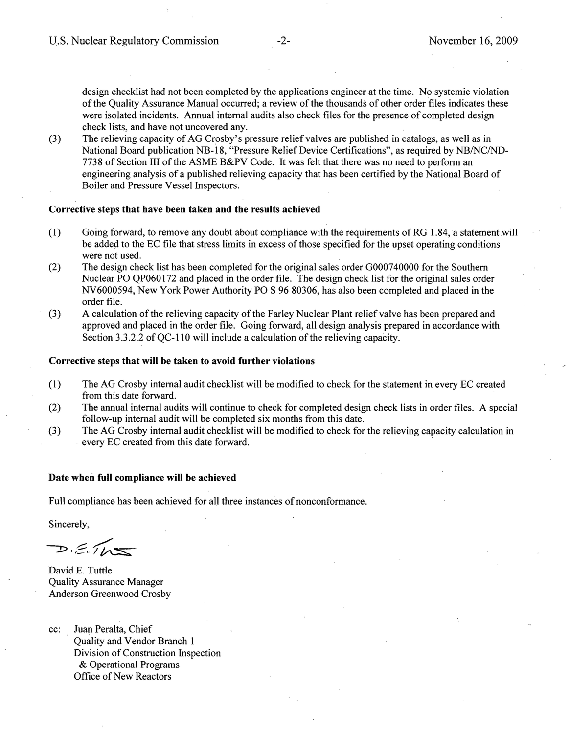design checklist had not been completed by the applications engineer at the time. No systemic violation of the Quality Assurance Manual occurred; a review of the thousands of other order files indicates these were isolated incidents. Annual internal audits also check files for the presence of completed design check lists, and have not uncovered any.

(3) The relieving capacity of AG Crosby's pressure relief valves are published in catalogs, as well as in National Board publication NB-18, "Pressure Relief Device Certifications", as required by NB/NC/ND-7738 of Section III of the ASME B&PV Code. It was felt that there was no need to perform an engineering analysis of a published relieving capacity that has been certified by the National Board of Boiler and Pressure Vessel Inspectors.

**Corrective steps that have been taken and the results achieved**

(1) Going forward, to remove any doubt about compliance with the requirements of RG 1.84, a statement will be added to the EC file that stress limits in excess of those specified for the upset operating conditions were not used.

(2) The design check list has been completed for the original sales order G000740000 for the Southern Nuclear PO QP060172 and placed in the order file. The design check list for the original sales order NV6000594, New York Power Authority PO S 96 80306, has also been completed and placed in the order file.

(3) A calculation of the relieving capacity of the Farley Nuclear Plant relief valve has been prepared and approved and placed in the order file. Going forward, all design analysis prepared in accordance with Section 3.3.2.2 of QC-110 will include a calculation of the relieving capacity.

**Corrective steps that will be taken to avoid further violations**

(1) The AG Crosby internal audit checklist will be modified to check for the statement in every EC created from this date forward.

(2) The annual internal audits will continue to check for completed design check lists in order files. A special follow-up internal audit will be completed six months from this date.

(3) The AG Crosby internal audit checklist will be modified to check for the relieving capacity calculation in every EC created from this date forward.

**Date when full compliance will be achieved**

Full compliance has been achieved for all three instances of nonconformance.

Sincerely,

D.E.Tuttle

David E. Tuttle
Quality Assurance Manager
Anderson Greenwood Crosby

cc: Juan Peralta, Chief
Quality and Vendor Branch 1
Division of Construction Inspection
& Operational Programs
Office of New Reactors